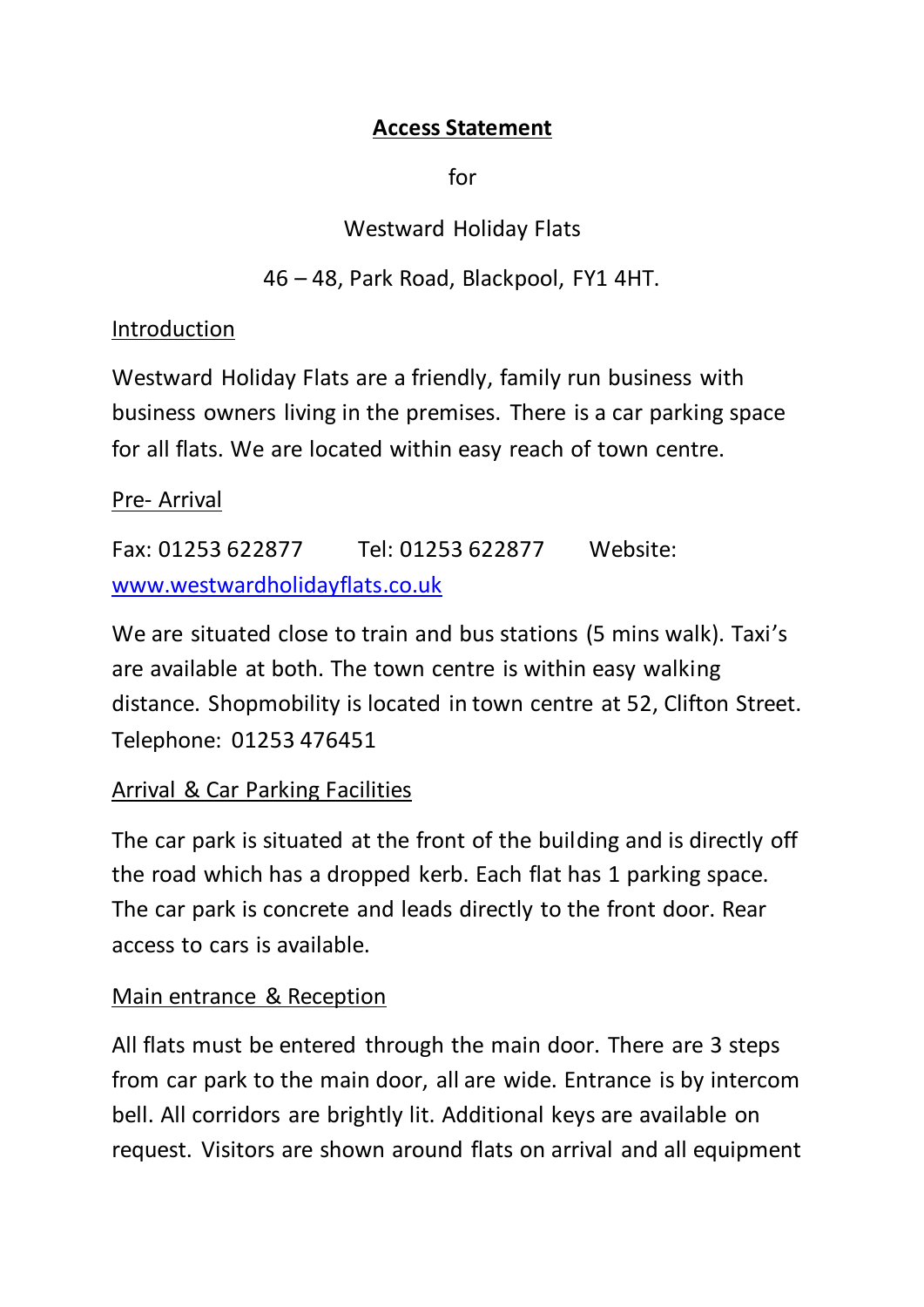# Access Statement

for

Westward Holiday Flats

46 – 48, Park Road, Blackpool, FY1 4HT.

## Introduction

Westward Holiday Flats are a friendly, family run business with business owners living in the premises. There is a car parking space for all flats. We are located within easy reach of town centre.

## Pre- Arrival

Fax: 01253 622877 Tel: 01253 622877 Website: [www.westwardholidayflats.co.uk](http://www.westwardholidayflats.co.uk)

We are situated close to train and bus stations (5 mins walk). Taxi's are available at both. The town centre is within easy walking distance. Shopmobility is located in town centre at 52, Clifton Street. Telephone: 01253 476451

## Arrival & Car Parking Facilities

The car park is situated at the front of the building and is directly off the road which has a dropped kerb. Each flat has 1 parking space. The car park is concrete and leads directly to the front door. Rear access to cars is available.

## Main entrance & Reception

All flats must be entered through the main door. There are 3 steps from car park to the main door, all are wide. Entrance is by intercom bell. All corridors are brightly lit. Additional keys are available on request. Visitors are shown around flats on arrival and all equipment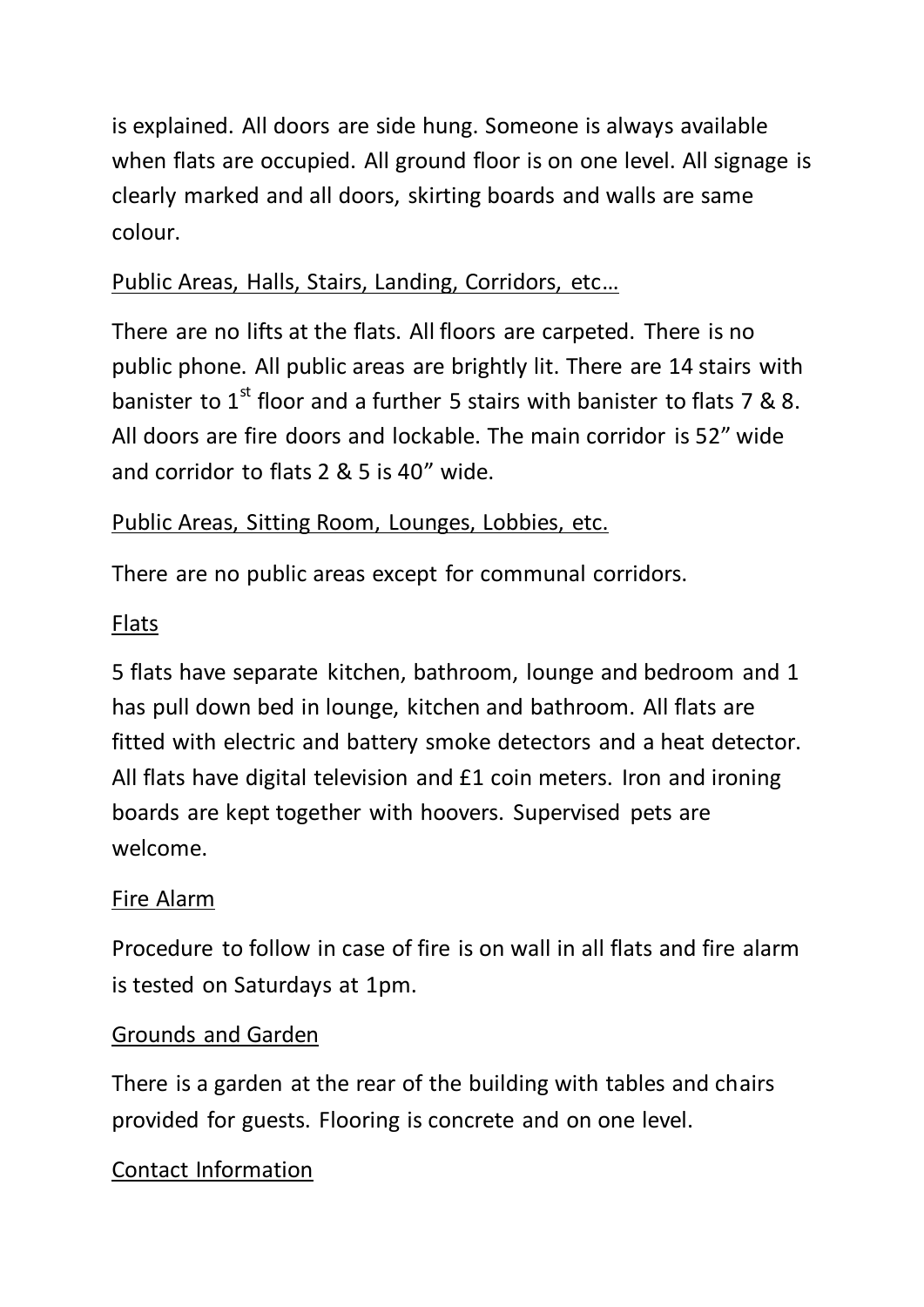is explained. All doors are side hung. Someone is always available when flats are occupied. All ground floor is on one level. All signage is clearly marked and all doors, skirting boards and walls are same colour.

## Public Areas, Halls, Stairs, Landing, Corridors, etc…

There are no lifts at the flats. All floors are carpeted. There is no public phone. All public areas are brightly lit. There are 14 stairs with banister to 1st floor and a further 5 stairs with banister to flats 7 & 8. All doors are fire doors and lockable. The main corridor is 52" wide and corridor to flats 2 & 5 is 40" wide.

## Public Areas, Sitting Room, Lounges, Lobbies, etc.

There are no public areas except for communal corridors.

## Flats

5 flats have separate kitchen, bathroom, lounge and bedroom and 1 has pull down bed in lounge, kitchen and bathroom. All flats are fitted with electric and battery smoke detectors and a heat detector. All flats have digital television and £1 coin meters. Iron and ironing boards are kept together with hoovers. Supervised pets are welcome.

## Fire Alarm

Procedure to follow in case of fire is on wall in all flats and fire alarm is tested on Saturdays at 1pm.

## Grounds and Garden

There is a garden at the rear of the building with tables and chairs provided for guests. Flooring is concrete and on one level.

## Contact Information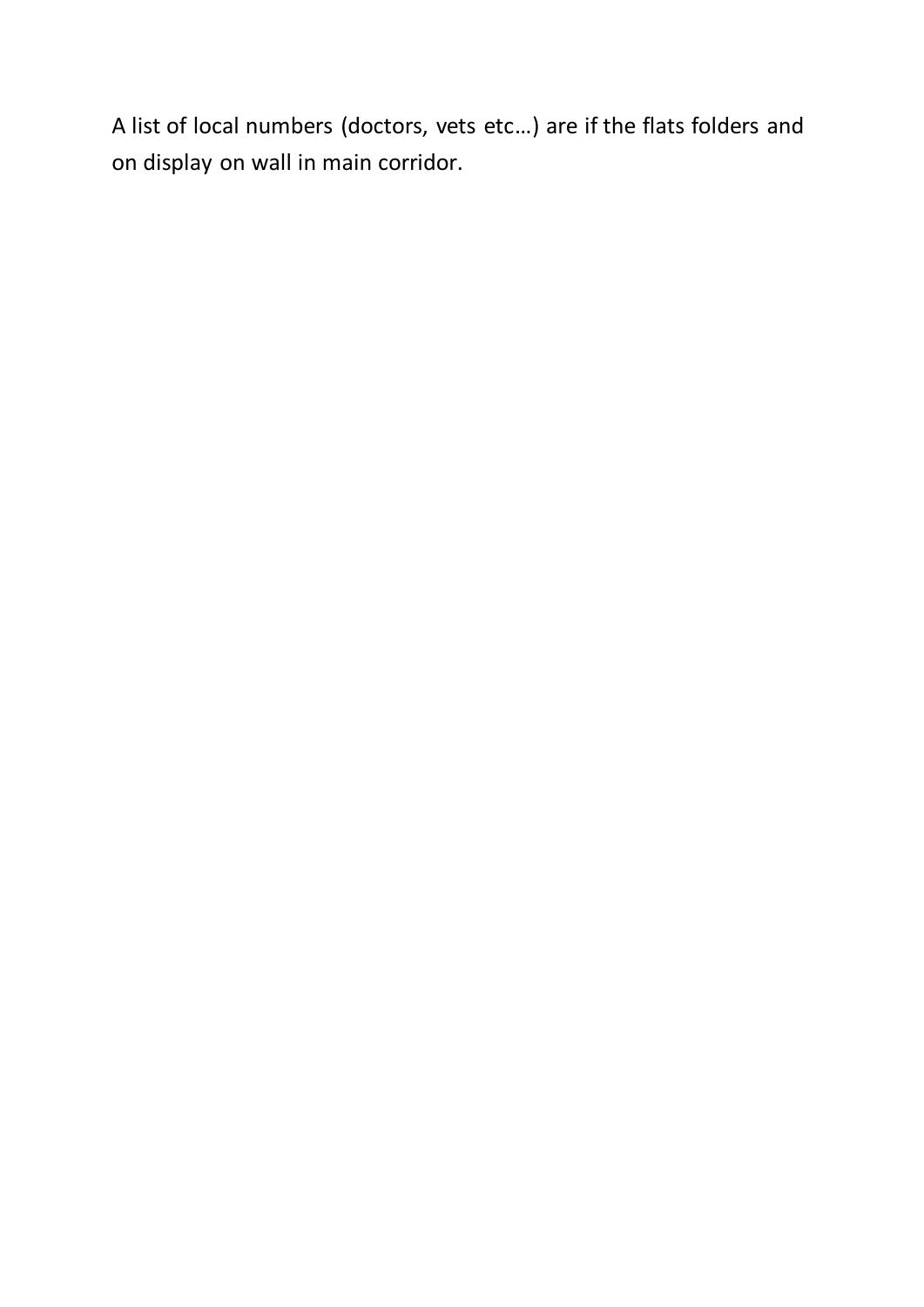A list of local numbers (doctors, vets etc…) are if the flats folders and on display on wall in main corridor.